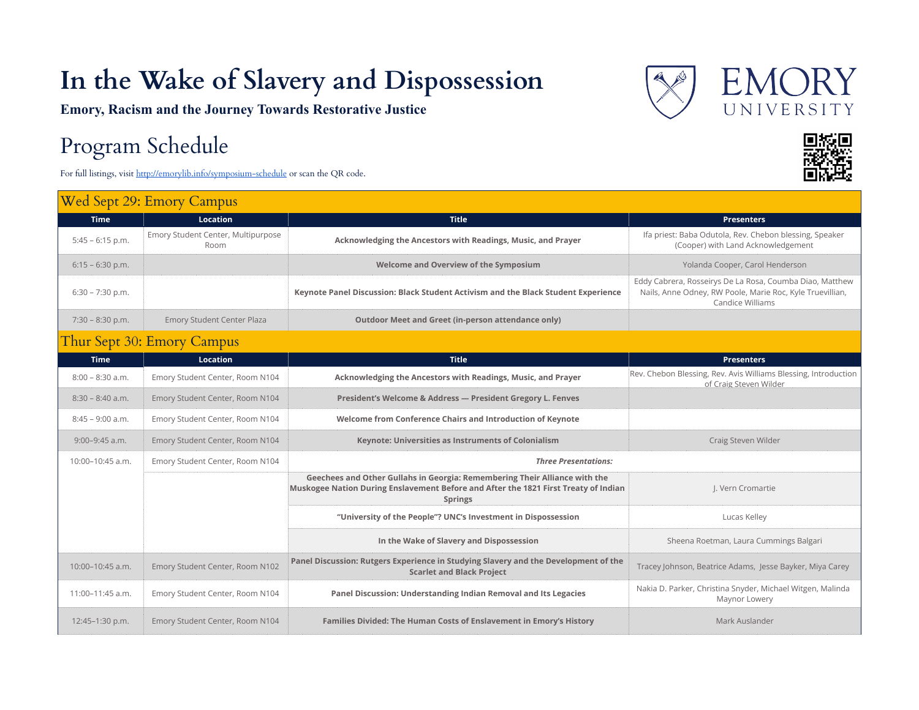# In the Wake of Slavery and Dispossession

**Emory, Racism and the Journey Towards Restorative Justice**

## Program Schedule

For full listings, visit http://emorylib.info/symposium-schedule or scan the QR code.

### Wed Sept 29: Emory Campus

| Time | Location | Title | Presenters |
|---|---|---|---|
| 5:45 – 6:15 p.m. | Emory Student Center, Multipurpose Room | **Acknowledging the Ancestors with Readings, Music, and Prayer** | Ifa priest: Baba Odutola, Rev. Chebon blessing, Speaker (Cooper) with Land Acknowledgement |
| 6:15 – 6:30 p.m. | | **Welcome and Overview of the Symposium** | Yolanda Cooper, Carol Henderson |
| 6:30 – 7:30 p.m. | | **Keynote Panel Discussion: Black Student Activism and the Black Student Experience** | Eddy Cabrera, Rosseirys De La Rosa, Coumba Diao, Matthew Nails, Anne Odney, RW Poole, Marie Roc, Kyle Truevillian, Candice Williams |
| 7:30 – 8:30 p.m. | Emory Student Center Plaza | **Outdoor Meet and Greet (in-person attendance only)** | |

### Thur Sept 30: Emory Campus

| Time | Location | Title | Presenters |
|---|---|---|---|
| 8:00 – 8:30 a.m. | Emory Student Center, Room N104 | **Acknowledging the Ancestors with Readings, Music, and Prayer** | Rev. Chebon Blessing, Rev. Avis Williams Blessing, Introduction of Craig Steven Wilder |
| 8:30 – 8:40 a.m. | Emory Student Center, Room N104 | **President's Welcome & Address — President Gregory L. Fenves** | |
| 8:45 – 9:00 a.m. | Emory Student Center, Room N104 | **Welcome from Conference Chairs and Introduction of Keynote** | |
| 9:00–9:45 a.m. | Emory Student Center, Room N104 | **Keynote: Universities as Instruments of Colonialism** | Craig Steven Wilder |
| 10:00–10:45 a.m. | Emory Student Center, Room N104 | ***Three Presentations:*** | |
| | | **Geechees and Other Gullahs in Georgia: Remembering Their Alliance with the Muskogee Nation During Enslavement Before and After the 1821 First Treaty of Indian Springs** | J. Vern Cromartie |
| | | **"University of the People"? UNC's Investment in Dispossession** | Lucas Kelley |
| | | **In the Wake of Slavery and Dispossession** | Sheena Roetman, Laura Cummings Balgari |
| 10:00–10:45 a.m. | Emory Student Center, Room N102 | **Panel Discussion: Rutgers Experience in Studying Slavery and the Development of the Scarlet and Black Project** | Tracey Johnson, Beatrice Adams, Jesse Bayker, Miya Carey |
| 11:00–11:45 a.m. | Emory Student Center, Room N104 | **Panel Discussion: Understanding Indian Removal and Its Legacies** | Nakia D. Parker, Christina Snyder, Michael Witgen, Malinda Maynor Lowery |
| 12:45–1:30 p.m. | Emory Student Center, Room N104 | **Families Divided: The Human Costs of Enslavement in Emory's History** | Mark Auslander |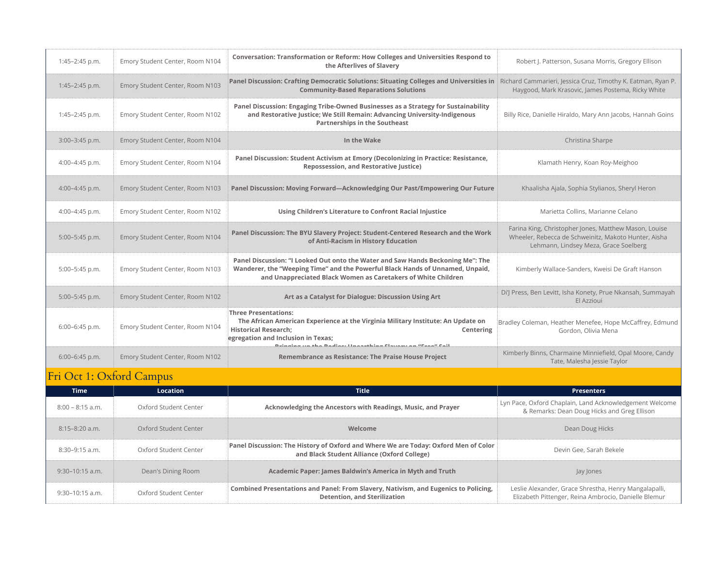| Time | Location | Title | Presenters |
| --- | --- | --- | --- |
| 1:45–2:45 p.m. | Emory Student Center, Room N104 | **Conversation: Transformation or Reform: How Colleges and Universities Respond to the Afterlives of Slavery** | Robert J. Patterson, Susana Morris, Gregory Ellison |
| 1:45–2:45 p.m. | Emory Student Center, Room N103 | **Panel Discussion: Crafting Democratic Solutions: Situating Colleges and Universities in Community-Based Reparations Solutions** | Richard Cammarieri, Jessica Cruz, Timothy K. Eatman, Ryan P. Haygood, Mark Krasovic, James Postema, Ricky White |
| 1:45–2:45 p.m. | Emory Student Center, Room N102 | **Panel Discussion: Engaging Tribe-Owned Businesses as a Strategy for Sustainability and Restorative Justice; We Still Remain: Advancing University-Indigenous Partnerships in the Southeast** | Billy Rice, Danielle Hiraldo, Mary Ann Jacobs, Hannah Goins |
| 3:00–3:45 p.m. | Emory Student Center, Room N104 | **In the Wake** | Christina Sharpe |
| 4:00–4:45 p.m. | Emory Student Center, Room N104 | **Panel Discussion: Student Activism at Emory (Decolonizing in Practice: Resistance, Repossession, and Restorative Justice)** | Klamath Henry, Koan Roy-Meighoo |
| 4:00–4:45 p.m. | Emory Student Center, Room N103 | **Panel Discussion: Moving Forward—Acknowledging Our Past/Empowering Our Future** | Khaalisha Ajala, Sophia Stylianos, Sheryl Heron |
| 4:00–4:45 p.m. | Emory Student Center, Room N102 | **Using Children's Literature to Confront Racial Injustice** | Marietta Collins, Marianne Celano |
| 5:00–5:45 p.m. | Emory Student Center, Room N104 | **Panel Discussion: The BYU Slavery Project: Student-Centered Research and the Work of Anti-Racism in History Education** | Farina King, Christopher Jones, Matthew Mason, Louise Wheeler, Rebecca de Schweinitz, Makoto Hunter, Aisha Lehmann, Lindsey Meza, Grace Soelberg |
| 5:00–5:45 p.m. | Emory Student Center, Room N103 | **Panel Discussion: "I Looked Out onto the Water and Saw Hands Beckoning Me": The Wanderer, the "Weeping Time" and the Powerful Black Hands of Unnamed, Unpaid, and Unappreciated Black Women as Caretakers of White Children** | Kimberly Wallace-Sanders, Kweisi De Graft Hanson |
| 5:00–5:45 p.m. | Emory Student Center, Room N102 | **Art as a Catalyst for Dialogue: Discussion Using Art** | Di'J Press, Ben Levitt, Isha Konety, Prue Nkansah, Summayah El Azzioui |
| 6:00–6:45 p.m. | Emory Student Center, Room N104 | **Three Presentations: The African American Experience at the Virginia Military Institute: An Update on Historical Research; Centering egregation and Inclusion in Texas; Bringing up the Bodies: Unearthing Slavery on "Free" Soil** | Bradley Coleman, Heather Menefee, Hope McCaffrey, Edmund Gordon, Olivia Mena |
| 6:00–6:45 p.m. | Emory Student Center, Room N102 | **Remembrance as Resistance: The Praise House Project** | Kimberly Binns, Charmaine Minniefield, Opal Moore, Candy Tate, Malesha Jessie Taylor |

## Fri Oct 1: Oxford Campus

| Time | Location | Title | Presenters |
| --- | --- | --- | --- |
| 8:00 – 8:15 a.m. | Oxford Student Center | **Acknowledging the Ancestors with Readings, Music, and Prayer** | Lyn Pace, Oxford Chaplain, Land Acknowledgement Welcome & Remarks: Dean Doug Hicks and Greg Ellison |
| 8:15–8:20 a.m. | Oxford Student Center | **Welcome** | Dean Doug Hicks |
| 8:30–9:15 a.m. | Oxford Student Center | **Panel Discussion: The History of Oxford and Where We are Today: Oxford Men of Color and Black Student Alliance (Oxford College)** | Devin Gee, Sarah Bekele |
| 9:30–10:15 a.m. | Dean's Dining Room | **Academic Paper: James Baldwin's America in Myth and Truth** | Jay Jones |
| 9:30–10:15 a.m. | Oxford Student Center | **Combined Presentations and Panel: From Slavery, Nativism, and Eugenics to Policing, Detention, and Sterilization** | Leslie Alexander, Grace Shrestha, Henry Mangalapalli, Elizabeth Pittenger, Reina Ambrocio, Danielle Blemur |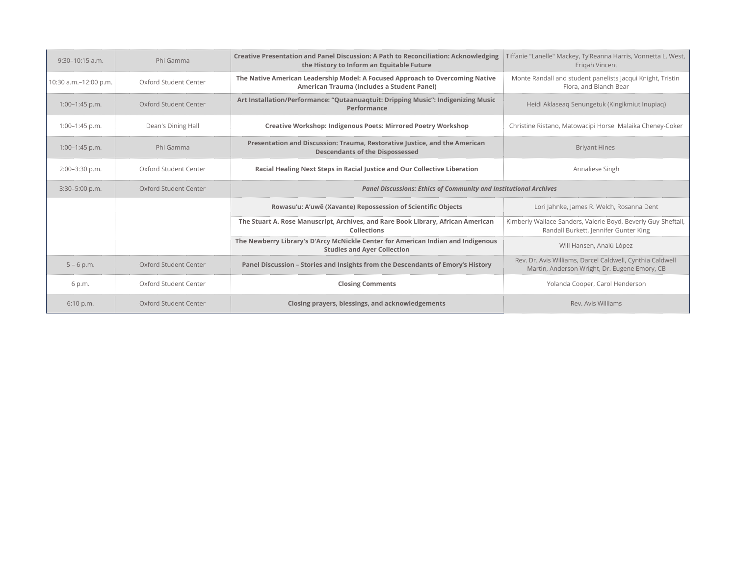| | | | |
|---|---|---|---|
| 9:30–10:15 a.m. | Phi Gamma | **Creative Presentation and Panel Discussion: A Path to Reconciliation: Acknowledging the History to Inform an Equitable Future** | Tiffanie "Lanelle" Mackey, Ty'Reanna Harris, Vonnetta L. West, Eriqah Vincent |
| 10:30 a.m.–12:00 p.m. | Oxford Student Center | **The Native American Leadership Model: A Focused Approach to Overcoming Native American Trauma (Includes a Student Panel)** | Monte Randall and student panelists Jacqui Knight, Tristin Flora, and Blanch Bear |
| 1:00–1:45 p.m. | Oxford Student Center | **Art Installation/Performance: "Qutaanuaqtuit: Dripping Music": Indigenizing Music Performance** | Heidi Aklaseaq Senungetuk (Kingikmiut Inupiaq) |
| 1:00–1:45 p.m. | Dean's Dining Hall | **Creative Workshop: Indigenous Poets: Mirrored Poetry Workshop** | Christine Ristano, Matowacipi Horse Malaika Cheney-Coker |
| 1:00–1:45 p.m. | Phi Gamma | **Presentation and Discussion: Trauma, Restorative Justice, and the American Descendants of the Dispossessed** | Briyant Hines |
| 2:00–3:30 p.m. | Oxford Student Center | **Racial Healing Next Steps in Racial Justice and Our Collective Liberation** | Annaliese Singh |
| 3:30–5:00 p.m. | Oxford Student Center | ***Panel Discussions: Ethics of Community and Institutional Archives*** | |
| | | **Rowasu'u: A'uwẽ (Xavante) Repossession of Scientific Objects** | Lori Jahnke, James R. Welch, Rosanna Dent |
| | | **The Stuart A. Rose Manuscript, Archives, and Rare Book Library, African American Collections** | Kimberly Wallace-Sanders, Valerie Boyd, Beverly Guy-Sheftall, Randall Burkett, Jennifer Gunter King |
| | | **The Newberry Library's D'Arcy McNickle Center for American Indian and Indigenous Studies and Ayer Collection** | Will Hansen, Analú López |
| 5 – 6 p.m. | Oxford Student Center | **Panel Discussion – Stories and Insights from the Descendants of Emory's History** | Rev. Dr. Avis Williams, Darcel Caldwell, Cynthia Caldwell Martin, Anderson Wright, Dr. Eugene Emory, CB |
| 6 p.m. | Oxford Student Center | **Closing Comments** | Yolanda Cooper, Carol Henderson |
| 6:10 p.m. | Oxford Student Center | **Closing prayers, blessings, and acknowledgements** | Rev. Avis Williams |